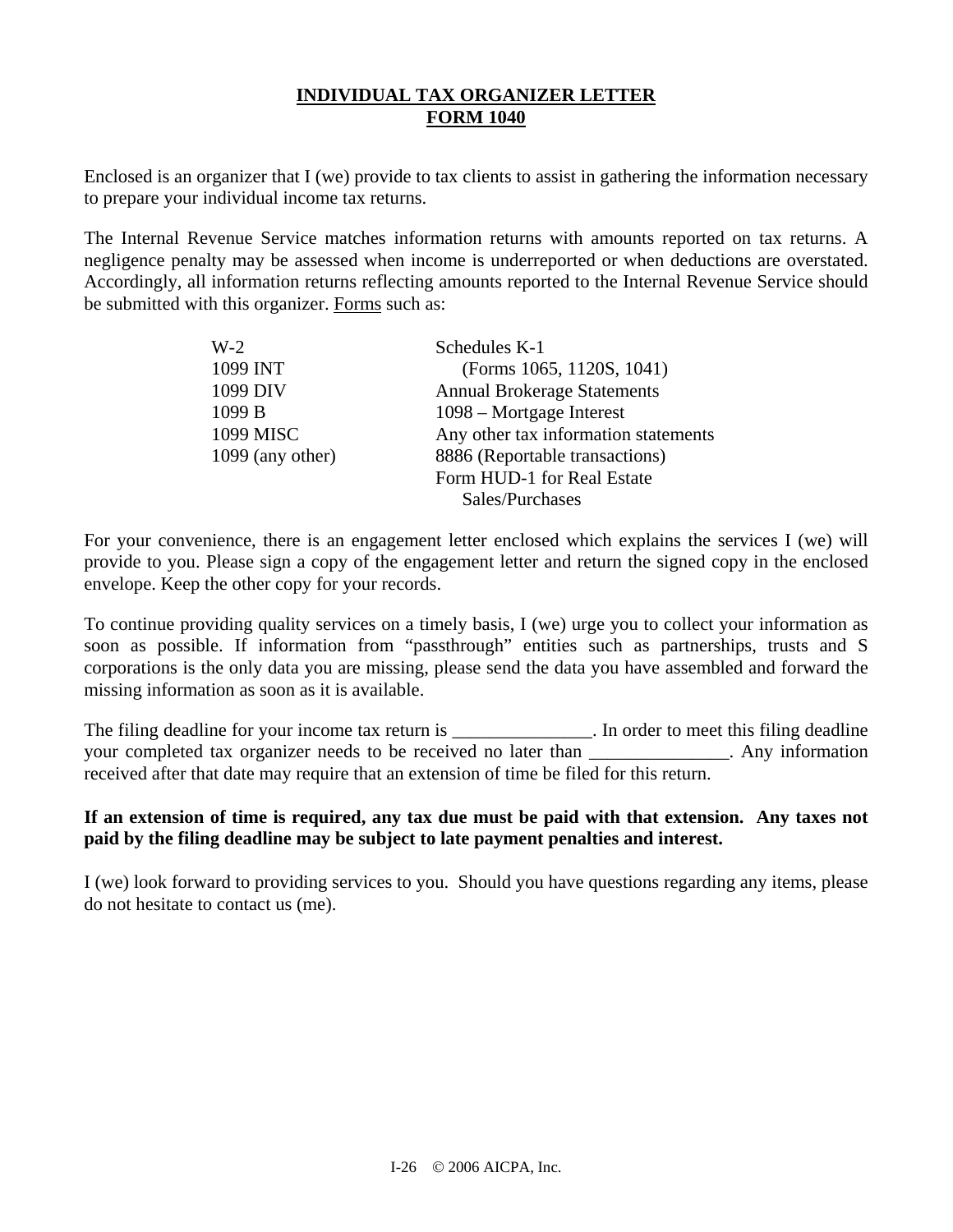# INDIVIDUAL TAX ORGANIZER LETTER
## FORM 1040

Enclosed is an organizer that I (we) provide to tax clients to assist in gathering the information necessary to prepare your individual income tax returns.

The Internal Revenue Service matches information returns with amounts reported on tax returns. A negligence penalty may be assessed when income is underreported or when deductions are overstated. Accordingly, all information returns reflecting amounts reported to the Internal Revenue Service should be submitted with this organizer. Forms such as:

| | |
|---|---|
| W-2 | Schedules K-1 (Forms 1065, 1120S, 1041) |
| 1099 INT | Annual Brokerage Statements |
| 1099 DIV | 1098 – Mortgage Interest |
| 1099 B | Any other tax information statements |
| 1099 MISC | 8886 (Reportable transactions) |
| 1099 (any other) | Form HUD-1 for Real Estate Sales/Purchases |

For your convenience, there is an engagement letter enclosed which explains the services I (we) will provide to you. Please sign a copy of the engagement letter and return the signed copy in the enclosed envelope. Keep the other copy for your records.

To continue providing quality services on a timely basis, I (we) urge you to collect your information as soon as possible. If information from "passthrough" entities such as partnerships, trusts and S corporations is the only data you are missing, please send the data you have assembled and forward the missing information as soon as it is available.

The filing deadline for your income tax return is _______________. In order to meet this filing deadline your completed tax organizer needs to be received no later than _______________. Any information received after that date may require that an extension of time be filed for this return.

**If an extension of time is required, any tax due must be paid with that extension. Any taxes not paid by the filing deadline may be subject to late payment penalties and interest.**

I (we) look forward to providing services to you. Should you have questions regarding any items, please do not hesitate to contact us (me).

I-26 © 2006 AICPA, Inc.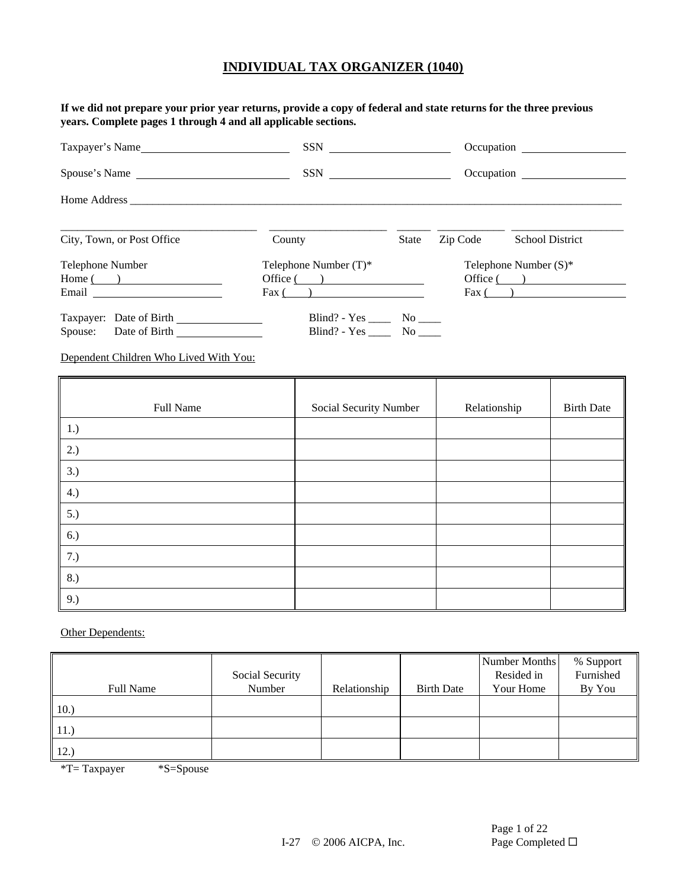# INDIVIDUAL TAX ORGANIZER (1040)

**If we did not prepare your prior year returns, provide a copy of federal and state returns for the three previous years. Complete pages 1 through 4 and all applicable sections.**

Taxpayer's Name ____________________ SSN ____________________ Occupation ____________________

Spouse's Name ____________________ SSN ____________________ Occupation ____________________

Home Address ________________________________________________________________

____________________ ____________________ ______ ____________ ____________________
City, Town, or Post Office | County | State | Zip Code | School District

Telephone Number
Home ( ) ____________________
Email ____________________

Telephone Number (T)*
Office ( ) ____________________
Fax ( ) ____________________

Telephone Number (S)*
Office ( ) ____________________
Fax ( ) ____________________

Taxpayer: Date of Birth ____________ Blind? - Yes ____ No ____
Spouse: Date of Birth ____________ Blind? - Yes ____ No ____

Dependent Children Who Lived With You:

| Full Name | Social Security Number | Relationship | Birth Date |
|---|---|---|---|
| 1.) | | | |
| 2.) | | | |
| 3.) | | | |
| 4.) | | | |
| 5.) | | | |
| 6.) | | | |
| 7.) | | | |
| 8.) | | | |
| 9.) | | | |

Other Dependents:

| Full Name | Social Security Number | Relationship | Birth Date | Number Months Resided in Your Home | % Support Furnished By You |
|---|---|---|---|---|---|
| 10.) | | | | | |
| 11.) | | | | | |
| 12.) | | | | | |

*T= Taxpayer *S=Spouse

Page Completed ☐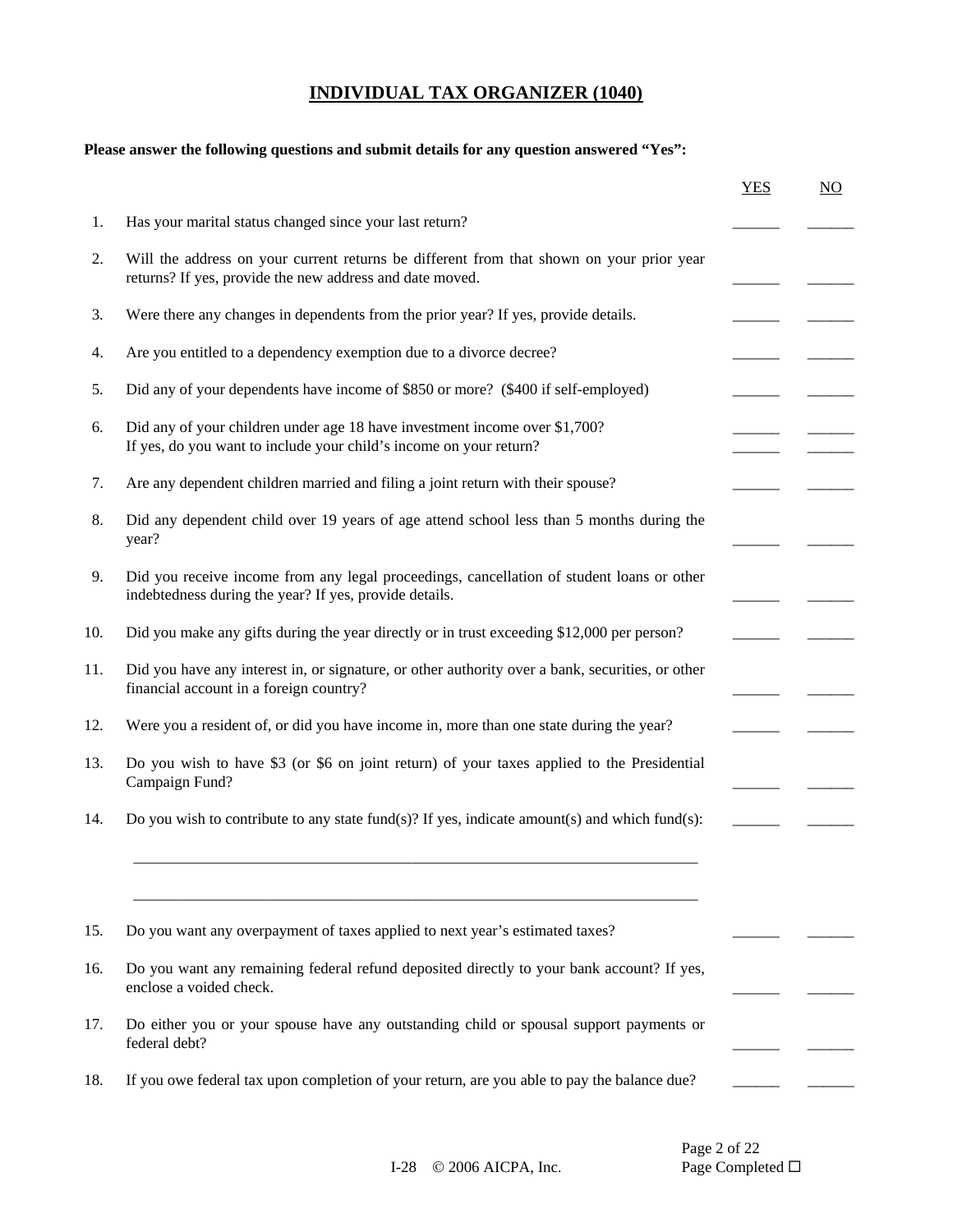# INDIVIDUAL TAX ORGANIZER (1040)

**Please answer the following questions and submit details for any question answered "Yes":**

| | | YES | NO |
|---|---|---|---|
| 1. | Has your marital status changed since your last return? | ______ | ______ |
| 2. | Will the address on your current returns be different from that shown on your prior year returns? If yes, provide the new address and date moved. | ______ | ______ |
| 3. | Were there any changes in dependents from the prior year? If yes, provide details. | ______ | ______ |
| 4. | Are you entitled to a dependency exemption due to a divorce decree? | ______ | ______ |
| 5. | Did any of your dependents have income of $850 or more? ($400 if self-employed) | ______ | ______ |
| 6. | Did any of your children under age 18 have investment income over $1,700? | ______ | ______ |
| | If yes, do you want to include your child's income on your return? | ______ | ______ |
| 7. | Are any dependent children married and filing a joint return with their spouse? | ______ | ______ |
| 8. | Did any dependent child over 19 years of age attend school less than 5 months during the year? | ______ | ______ |
| 9. | Did you receive income from any legal proceedings, cancellation of student loans or other indebtedness during the year? If yes, provide details. | ______ | ______ |
| 10. | Did you make any gifts during the year directly or in trust exceeding $12,000 per person? | ______ | ______ |
| 11. | Did you have any interest in, or signature, or other authority over a bank, securities, or other financial account in a foreign country? | ______ | ______ |
| 12. | Were you a resident of, or did you have income in, more than one state during the year? | ______ | ______ |
| 13. | Do you wish to have $3 (or $6 on joint return) of your taxes applied to the Presidential Campaign Fund? | ______ | ______ |
| 14. | Do you wish to contribute to any state fund(s)? If yes, indicate amount(s) and which fund(s): | ______ | ______ |
| | ________________________________________________________________________________ | | |
| | ________________________________________________________________________________ | | |
| 15. | Do you want any overpayment of taxes applied to next year's estimated taxes? | ______ | ______ |
| 16. | Do you want any remaining federal refund deposited directly to your bank account? If yes, enclose a voided check. | ______ | ______ |
| 17. | Do either you or your spouse have any outstanding child or spousal support payments or federal debt? | ______ | ______ |
| 18. | If you owe federal tax upon completion of your return, are you able to pay the balance due? | ______ | ______ |

Page Completed ☐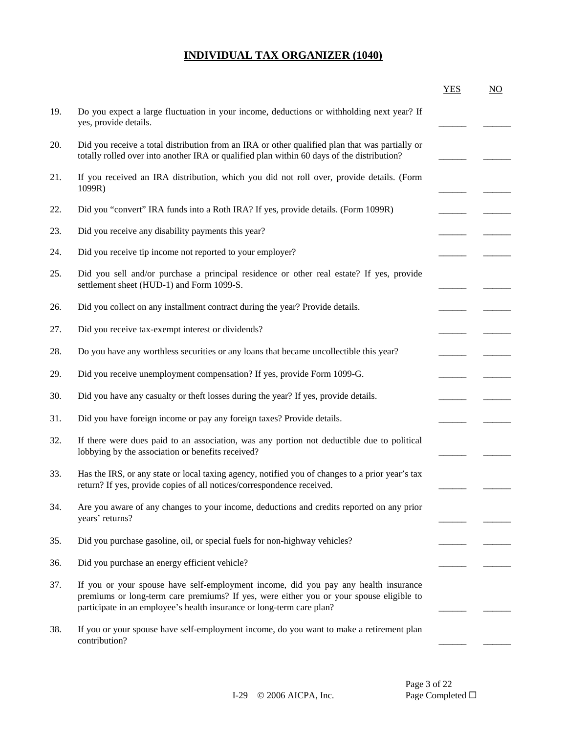# INDIVIDUAL TAX ORGANIZER (1040)

| | | YES | NO |
|---|---|---|---|
| 19. | Do you expect a large fluctuation in your income, deductions or withholding next year? If yes, provide details. | ______ | ______ |
| 20. | Did you receive a total distribution from an IRA or other qualified plan that was partially or totally rolled over into another IRA or qualified plan within 60 days of the distribution? | ______ | ______ |
| 21. | If you received an IRA distribution, which you did not roll over, provide details. (Form 1099R) | ______ | ______ |
| 22. | Did you "convert" IRA funds into a Roth IRA? If yes, provide details. (Form 1099R) | ______ | ______ |
| 23. | Did you receive any disability payments this year? | ______ | ______ |
| 24. | Did you receive tip income not reported to your employer? | ______ | ______ |
| 25. | Did you sell and/or purchase a principal residence or other real estate? If yes, provide settlement sheet (HUD-1) and Form 1099-S. | ______ | ______ |
| 26. | Did you collect on any installment contract during the year? Provide details. | ______ | ______ |
| 27. | Did you receive tax-exempt interest or dividends? | ______ | ______ |
| 28. | Do you have any worthless securities or any loans that became uncollectible this year? | ______ | ______ |
| 29. | Did you receive unemployment compensation? If yes, provide Form 1099-G. | ______ | ______ |
| 30. | Did you have any casualty or theft losses during the year? If yes, provide details. | ______ | ______ |
| 31. | Did you have foreign income or pay any foreign taxes? Provide details. | ______ | ______ |
| 32. | If there were dues paid to an association, was any portion not deductible due to political lobbying by the association or benefits received? | ______ | ______ |
| 33. | Has the IRS, or any state or local taxing agency, notified you of changes to a prior year's tax return? If yes, provide copies of all notices/correspondence received. | ______ | ______ |
| 34. | Are you aware of any changes to your income, deductions and credits reported on any prior years' returns? | ______ | ______ |
| 35. | Did you purchase gasoline, oil, or special fuels for non-highway vehicles? | ______ | ______ |
| 36. | Did you purchase an energy efficient vehicle? | ______ | ______ |
| 37. | If you or your spouse have self-employment income, did you pay any health insurance premiums or long-term care premiums? If yes, were either you or your spouse eligible to participate in an employee's health insurance or long-term care plan? | ______ | ______ |
| 38. | If you or your spouse have self-employment income, do you want to make a retirement plan contribution? | ______ | ______ |

Page Completed ☐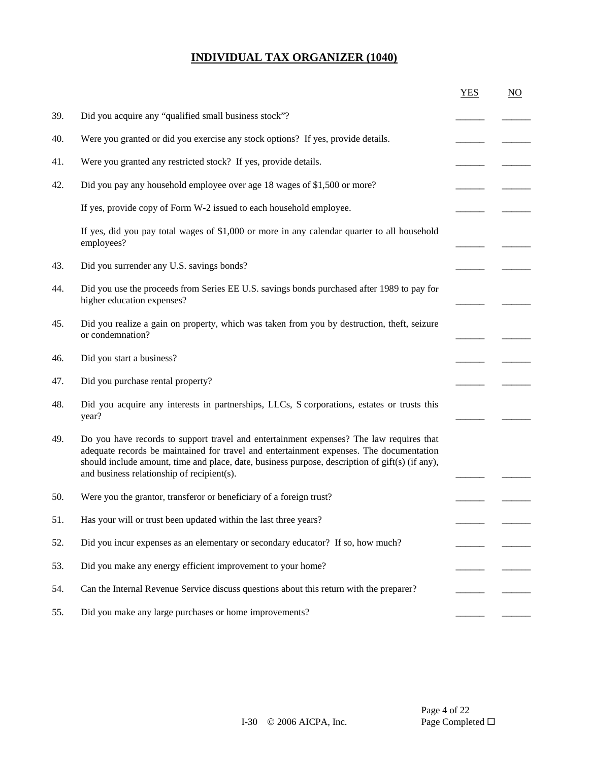# INDIVIDUAL TAX ORGANIZER (1040)

| | | YES | NO |
|---|---|---|---|
| 39. | Did you acquire any "qualified small business stock"? | ______ | ______ |
| 40. | Were you granted or did you exercise any stock options? If yes, provide details. | ______ | ______ |
| 41. | Were you granted any restricted stock? If yes, provide details. | ______ | ______ |
| 42. | Did you pay any household employee over age 18 wages of $1,500 or more? | ______ | ______ |
| | If yes, provide copy of Form W-2 issued to each household employee. | ______ | ______ |
| | If yes, did you pay total wages of $1,000 or more in any calendar quarter to all household employees? | ______ | ______ |
| 43. | Did you surrender any U.S. savings bonds? | ______ | ______ |
| 44. | Did you use the proceeds from Series EE U.S. savings bonds purchased after 1989 to pay for higher education expenses? | ______ | ______ |
| 45. | Did you realize a gain on property, which was taken from you by destruction, theft, seizure or condemnation? | ______ | ______ |
| 46. | Did you start a business? | ______ | ______ |
| 47. | Did you purchase rental property? | ______ | ______ |
| 48. | Did you acquire any interests in partnerships, LLCs, S corporations, estates or trusts this year? | ______ | ______ |
| 49. | Do you have records to support travel and entertainment expenses? The law requires that adequate records be maintained for travel and entertainment expenses. The documentation should include amount, time and place, date, business purpose, description of gift(s) (if any), and business relationship of recipient(s). | ______ | ______ |
| 50. | Were you the grantor, transferor or beneficiary of a foreign trust? | ______ | ______ |
| 51. | Has your will or trust been updated within the last three years? | ______ | ______ |
| 52. | Did you incur expenses as an elementary or secondary educator? If so, how much? | ______ | ______ |
| 53. | Did you make any energy efficient improvement to your home? | ______ | ______ |
| 54. | Can the Internal Revenue Service discuss questions about this return with the preparer? | ______ | ______ |
| 55. | Did you make any large purchases or home improvements? | ______ | ______ |

Page Completed ☐

I-30 © 2006 AICPA, Inc.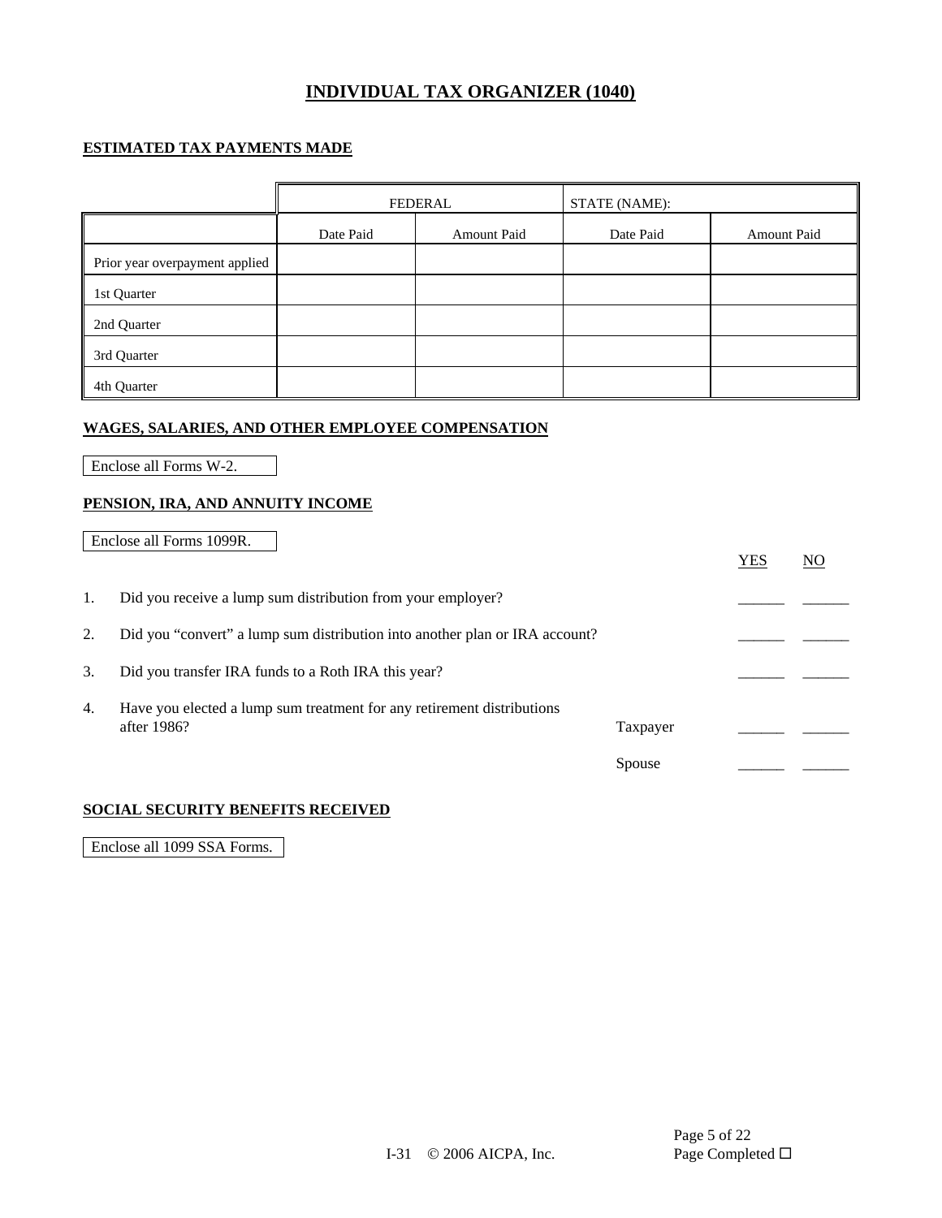# INDIVIDUAL TAX ORGANIZER (1040)

## ESTIMATED TAX PAYMENTS MADE

| | FEDERAL | | STATE (NAME): | |
|---|---|---|---|---|
| | Date Paid | Amount Paid | Date Paid | Amount Paid |
| Prior year overpayment applied | | | | |
| 1st Quarter | | | | |
| 2nd Quarter | | | | |
| 3rd Quarter | | | | |
| 4th Quarter | | | | |

## WAGES, SALARIES, AND OTHER EMPLOYEE COMPENSATION

Enclose all Forms W-2.

## PENSION, IRA, AND ANNUITY INCOME

Enclose all Forms 1099R.

| | | | YES | NO |
|---|---|---|---|---|
| 1. | Did you receive a lump sum distribution from your employer? | | ______ | ______ |
| 2. | Did you "convert" a lump sum distribution into another plan or IRA account? | | ______ | ______ |
| 3. | Did you transfer IRA funds to a Roth IRA this year? | | ______ | ______ |
| 4. | Have you elected a lump sum treatment for any retirement distributions after 1986? | Taxpayer | ______ | ______ |
| | | Spouse | ______ | ______ |

## SOCIAL SECURITY BENEFITS RECEIVED

Enclose all 1099 SSA Forms.

Page Completed ☐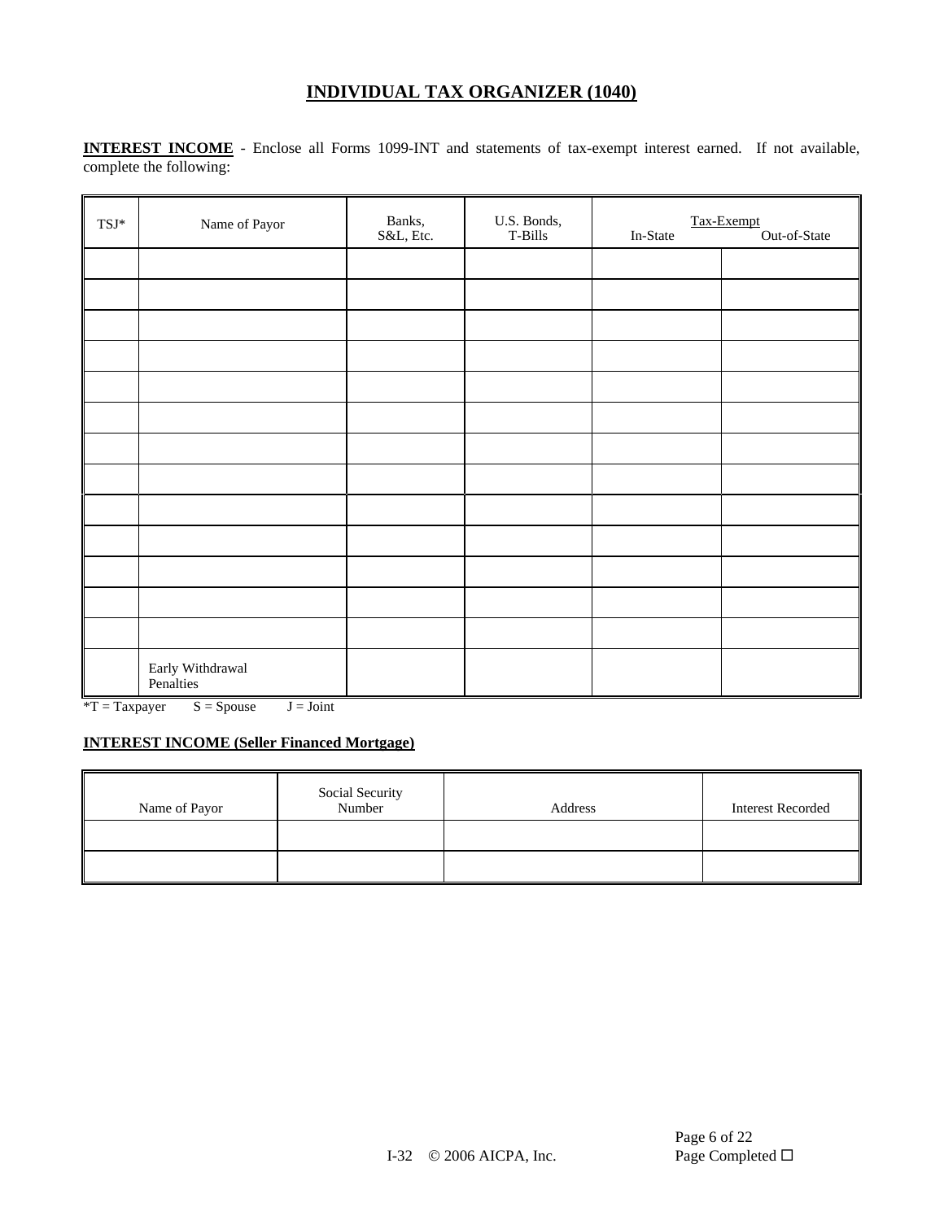# INDIVIDUAL TAX ORGANIZER (1040)

**INTEREST INCOME** - Enclose all Forms 1099-INT and statements of tax-exempt interest earned. If not available, complete the following:

| TSJ* | Name of Payor | Banks, S&L, Etc. | U.S. Bonds, T-Bills | Tax-Exempt In-State | Tax-Exempt Out-of-State |
|---|---|---|---|---|---|
| | | | | | |
| | | | | | |
| | | | | | |
| | | | | | |
| | | | | | |
| | | | | | |
| | | | | | |
| | | | | | |
| | | | | | |
| | | | | | |
| | | | | | |
| | | | | | |
| | | | | | |
| | Early Withdrawal Penalties | | | | |

*T = Taxpayer S = Spouse J = Joint

**INTEREST INCOME (Seller Financed Mortgage)**

| Name of Payor | Social Security Number | Address | Interest Recorded |
|---|---|---|---|
| | | | |
| | | | |

I-32 © 2006 AICPA, Inc.

Page Completed ☐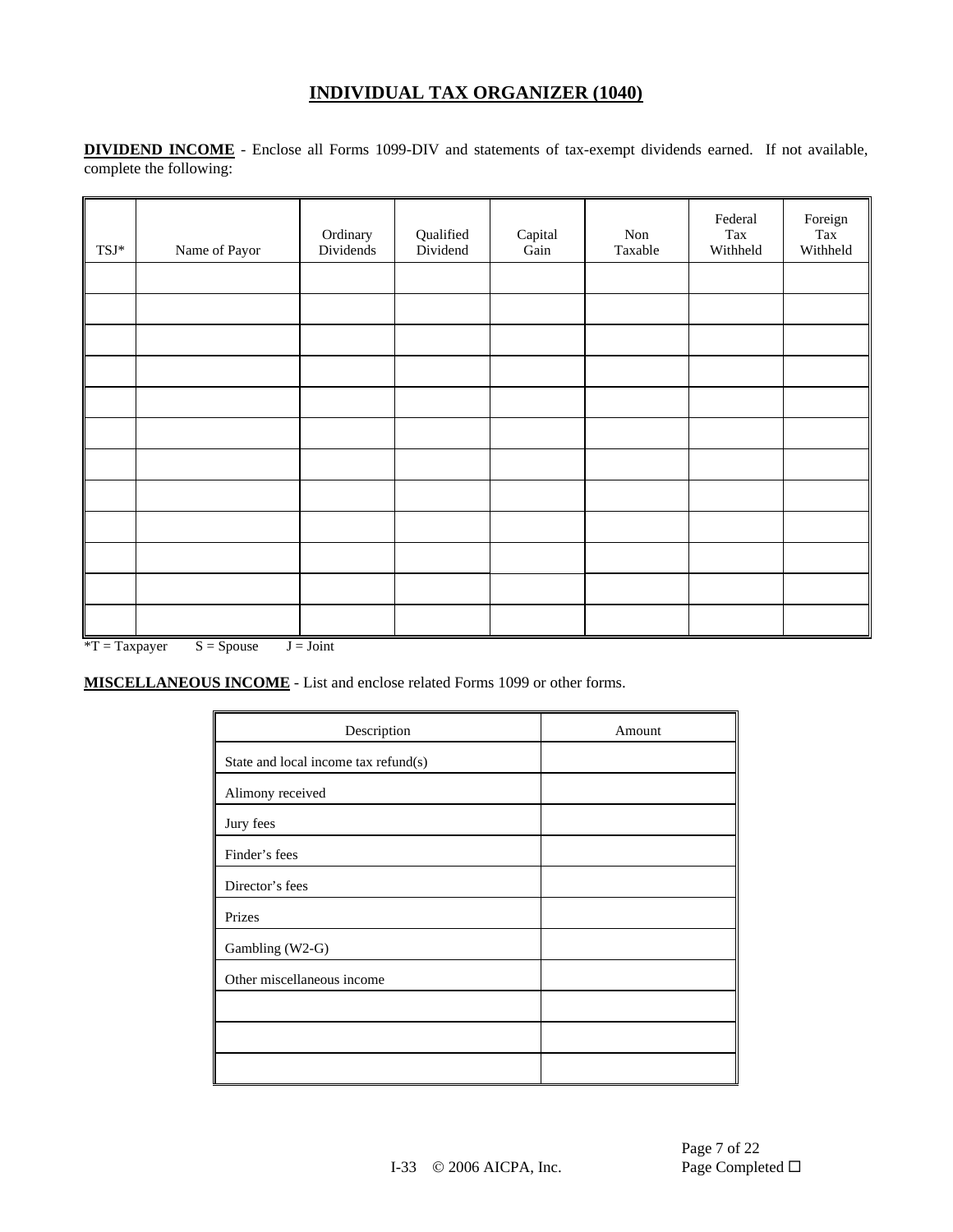# INDIVIDUAL TAX ORGANIZER (1040)

**DIVIDEND INCOME** - Enclose all Forms 1099-DIV and statements of tax-exempt dividends earned. If not available, complete the following:

| TSJ* | Name of Payor | Ordinary Dividends | Qualified Dividend | Capital Gain | Non Taxable | Federal Tax Withheld | Foreign Tax Withheld |
|---|---|---|---|---|---|---|---|
| | | | | | | | |
| | | | | | | | |
| | | | | | | | |
| | | | | | | | |
| | | | | | | | |
| | | | | | | | |
| | | | | | | | |
| | | | | | | | |
| | | | | | | | |
| | | | | | | | |
| | | | | | | | |
| | | | | | | | |

*T = Taxpayer S = Spouse J = Joint

**MISCELLANEOUS INCOME** - List and enclose related Forms 1099 or other forms.

| Description | Amount |
|---|---|
| State and local income tax refund(s) | |
| Alimony received | |
| Jury fees | |
| Finder's fees | |
| Director's fees | |
| Prizes | |
| Gambling (W2-G) | |
| Other miscellaneous income | |
| | |
| | |
| | |

I-33 © 2006 AICPA, Inc.

Page Completed ☐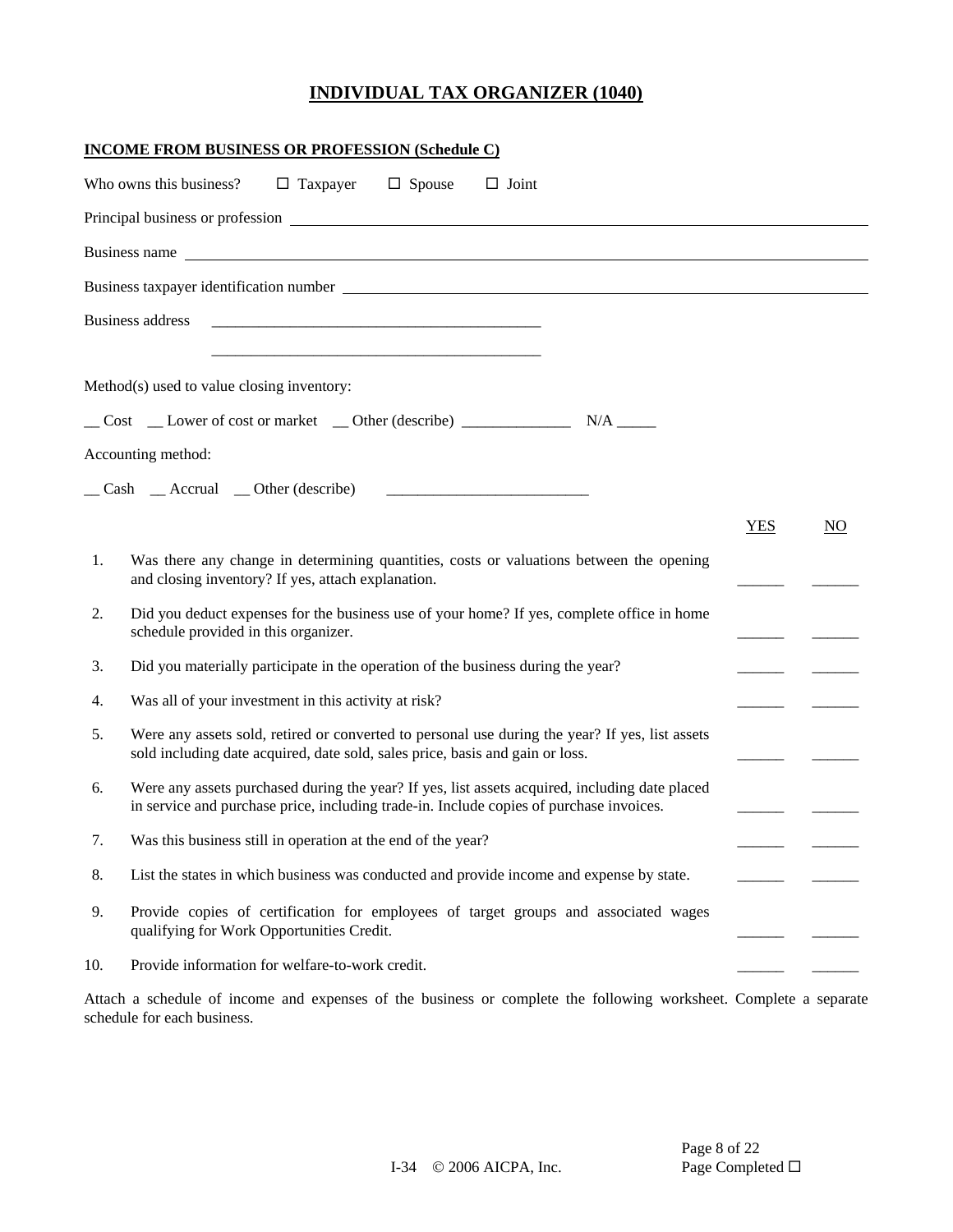# INDIVIDUAL TAX ORGANIZER (1040)

## INCOME FROM BUSINESS OR PROFESSION (Schedule C)

Who owns this business? ☐ Taxpayer ☐ Spouse ☐ Joint

Principal business or profession ____________________

Business name ____________________

Business taxpayer identification number ____________________

Business address ____________________

____________________

Method(s) used to value closing inventory:

__ Cost __ Lower of cost or market __ Other (describe) ______________ N/A _____

Accounting method:

__ Cash __ Accrual __ Other (describe) __________________________

| | | YES | NO |
|---|---|---|---|
| 1. | Was there any change in determining quantities, costs or valuations between the opening and closing inventory? If yes, attach explanation. | ______ | ______ |
| 2. | Did you deduct expenses for the business use of your home? If yes, complete office in home schedule provided in this organizer. | ______ | ______ |
| 3. | Did you materially participate in the operation of the business during the year? | ______ | ______ |
| 4. | Was all of your investment in this activity at risk? | ______ | ______ |
| 5. | Were any assets sold, retired or converted to personal use during the year? If yes, list assets sold including date acquired, date sold, sales price, basis and gain or loss. | ______ | ______ |
| 6. | Were any assets purchased during the year? If yes, list assets acquired, including date placed in service and purchase price, including trade-in. Include copies of purchase invoices. | ______ | ______ |
| 7. | Was this business still in operation at the end of the year? | ______ | ______ |
| 8. | List the states in which business was conducted and provide income and expense by state. | ______ | ______ |
| 9. | Provide copies of certification for employees of target groups and associated wages qualifying for Work Opportunities Credit. | ______ | ______ |
| 10. | Provide information for welfare-to-work credit. | ______ | ______ |

Attach a schedule of income and expenses of the business or complete the following worksheet. Complete a separate schedule for each business.

Page Completed ☐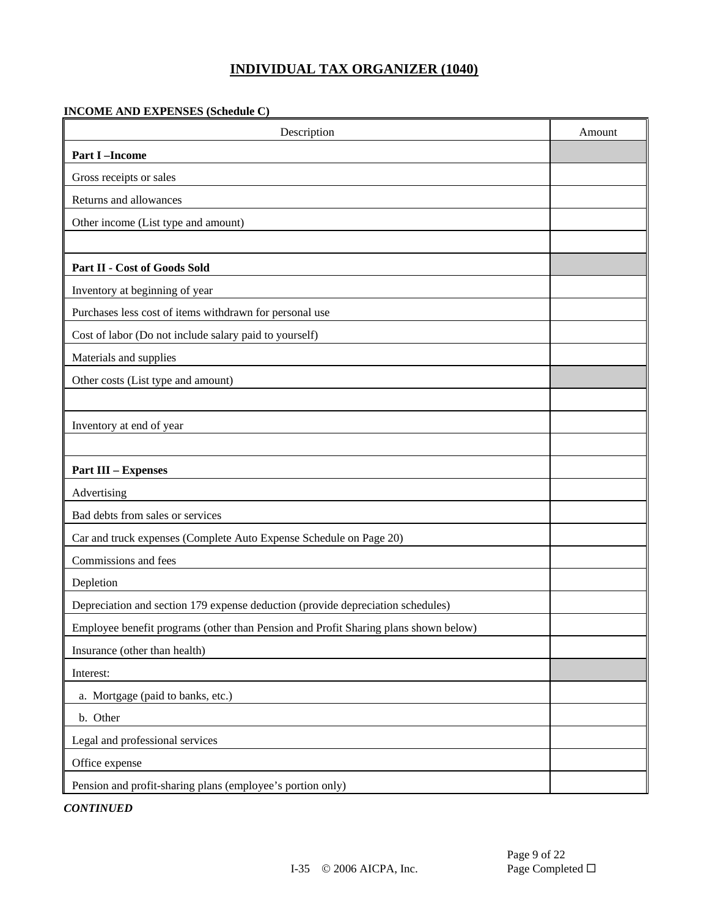# INDIVIDUAL TAX ORGANIZER (1040)

**INCOME AND EXPENSES (Schedule C)**

| Description | Amount |
|---|---|
| **Part I –Income** | |
| Gross receipts or sales | |
| Returns and allowances | |
| Other income (List type and amount) | |
| | |
| **Part II - Cost of Goods Sold** | |
| Inventory at beginning of year | |
| Purchases less cost of items withdrawn for personal use | |
| Cost of labor (Do not include salary paid to yourself) | |
| Materials and supplies | |
| Other costs (List type and amount) | |
| | |
| Inventory at end of year | |
| | |
| **Part III – Expenses** | |
| Advertising | |
| Bad debts from sales or services | |
| Car and truck expenses (Complete Auto Expense Schedule on Page 20) | |
| Commissions and fees | |
| Depletion | |
| Depreciation and section 179 expense deduction (provide depreciation schedules) | |
| Employee benefit programs (other than Pension and Profit Sharing plans shown below) | |
| Insurance (other than health) | |
| Interest: | |
| a. Mortgage (paid to banks, etc.) | |
| b. Other | |
| Legal and professional services | |
| Office expense | |
| Pension and profit-sharing plans (employee's portion only) | |

***CONTINUED***

I-35 © 2006 AICPA, Inc.

Page Completed ☐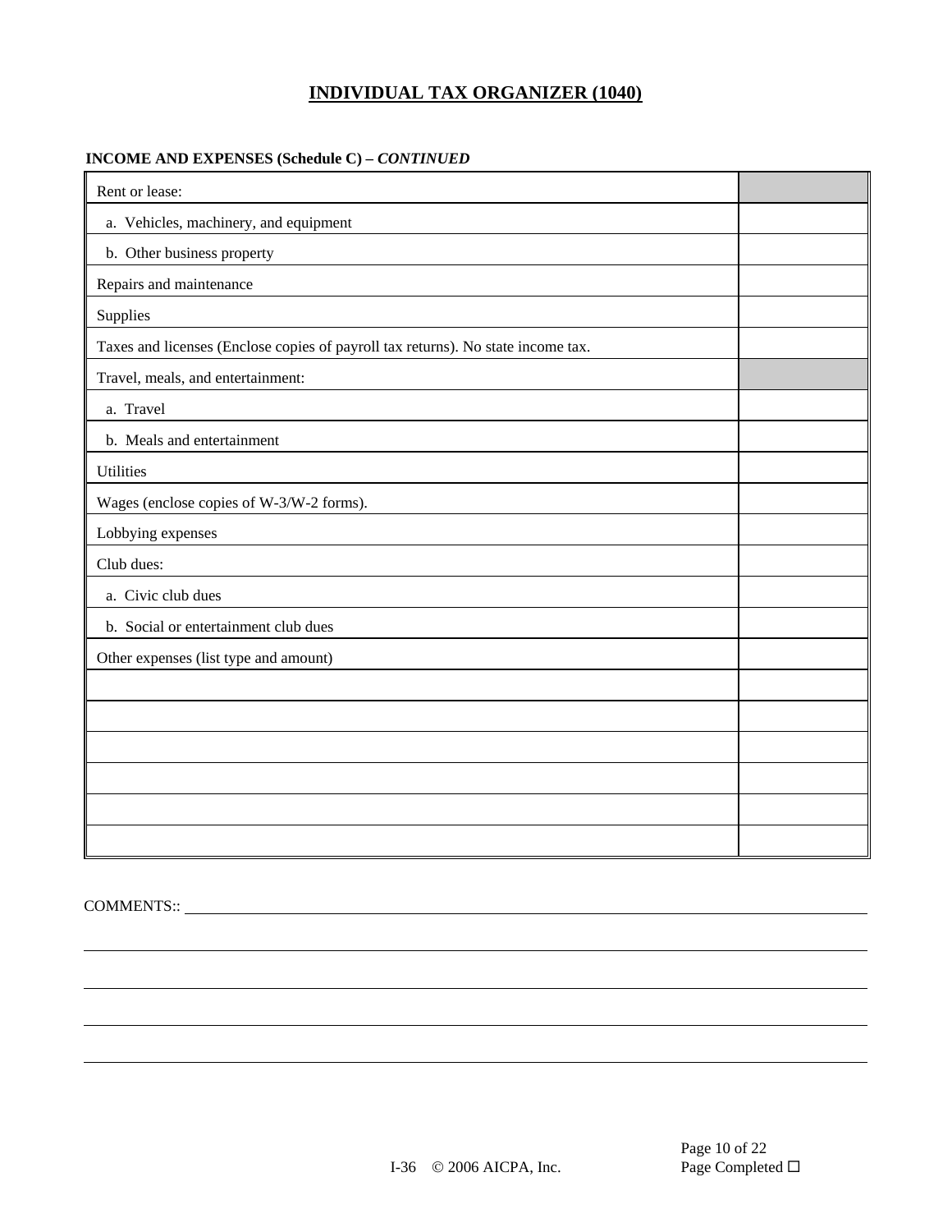# INDIVIDUAL TAX ORGANIZER (1040)

**INCOME AND EXPENSES (Schedule C) –** ***CONTINUED***

| | |
|---|---|
| Rent or lease: | |
| a. Vehicles, machinery, and equipment | |
| b. Other business property | |
| Repairs and maintenance | |
| Supplies | |
| Taxes and licenses (Enclose copies of payroll tax returns). No state income tax. | |
| Travel, meals, and entertainment: | |
| a. Travel | |
| b. Meals and entertainment | |
| Utilities | |
| Wages (enclose copies of W-3/W-2 forms). | |
| Lobbying expenses | |
| Club dues: | |
| a. Civic club dues | |
| b. Social or entertainment club dues | |
| Other expenses (list type and amount) | |
| | |
| | |
| | |
| | |
| | |
| | |

COMMENTS:: ____________________________________________

____________________________________________

____________________________________________

____________________________________________

____________________________________________

I-36 © 2006 AICPA, Inc.

Page Completed ☐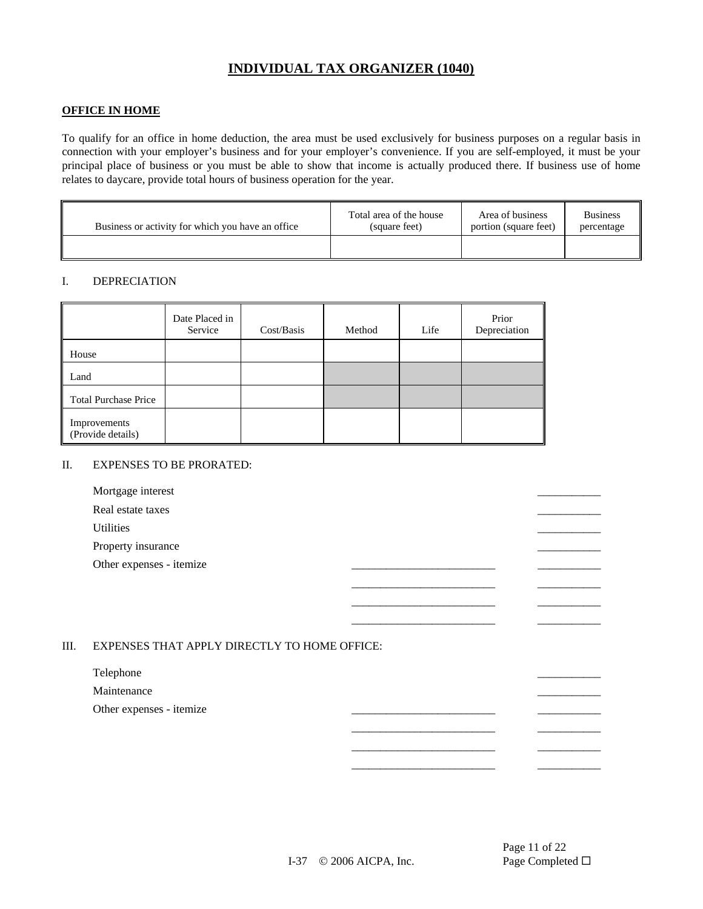# INDIVIDUAL TAX ORGANIZER (1040)

## OFFICE IN HOME

To qualify for an office in home deduction, the area must be used exclusively for business purposes on a regular basis in connection with your employer's business and for your employer's convenience. If you are self-employed, it must be your principal place of business or you must be able to show that income is actually produced there. If business use of home relates to daycare, provide total hours of business operation for the year.

| Business or activity for which you have an office | Total area of the house (square feet) | Area of business portion (square feet) | Business percentage |
|---|---|---|---|
| | | | |

### I. DEPRECIATION

| | Date Placed in Service | Cost/Basis | Method | Life | Prior Depreciation |
|---|---|---|---|---|---|
| House | | | | | |
| Land | | | | | |
| Total Purchase Price | | | | | |
| Improvements (Provide details) | | | | | |

### II. EXPENSES TO BE PRORATED:

Mortgage interest ___________

Real estate taxes ___________

Utilities ___________

Property insurance ___________

Other expenses - itemize ________________________ ___________

________________________ ___________

________________________ ___________

________________________ ___________

### III. EXPENSES THAT APPLY DIRECTLY TO HOME OFFICE:

Telephone ___________

Maintenance ___________

Other expenses - itemize ________________________ ___________

________________________ ___________

________________________ ___________

________________________ ___________

I-37 © 2006 AICPA, Inc.

Page Completed ☐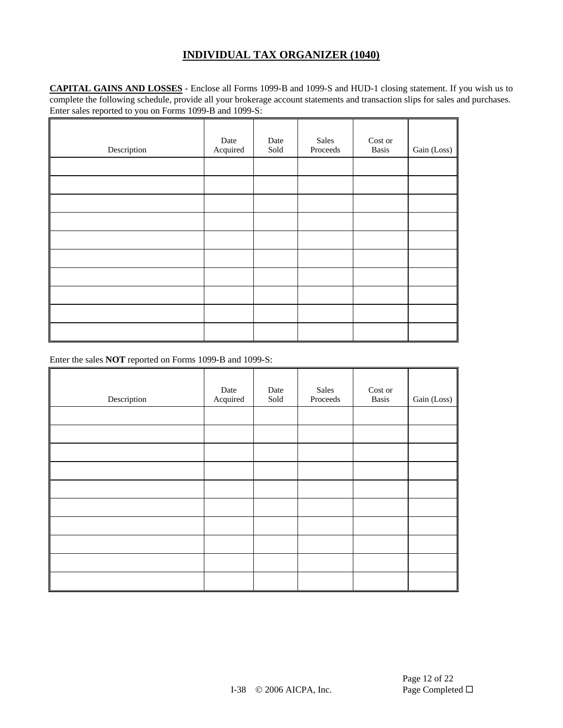# INDIVIDUAL TAX ORGANIZER (1040)

**CAPITAL GAINS AND LOSSES** - Enclose all Forms 1099-B and 1099-S and HUD-1 closing statement. If you wish us to complete the following schedule, provide all your brokerage account statements and transaction slips for sales and purchases. Enter sales reported to you on Forms 1099-B and 1099-S:

| Description | Date Acquired | Date Sold | Sales Proceeds | Cost or Basis | Gain (Loss) |
|---|---|---|---|---|---|
| | | | | | |
| | | | | | |
| | | | | | |
| | | | | | |
| | | | | | |
| | | | | | |
| | | | | | |
| | | | | | |
| | | | | | |
| | | | | | |

Enter the sales **NOT** reported on Forms 1099-B and 1099-S:

| Description | Date Acquired | Date Sold | Sales Proceeds | Cost or Basis | Gain (Loss) |
|---|---|---|---|---|---|
| | | | | | |
| | | | | | |
| | | | | | |
| | | | | | |
| | | | | | |
| | | | | | |
| | | | | | |
| | | | | | |
| | | | | | |
| | | | | | |

I-38 © 2006 AICPA, Inc.

Page Completed ☐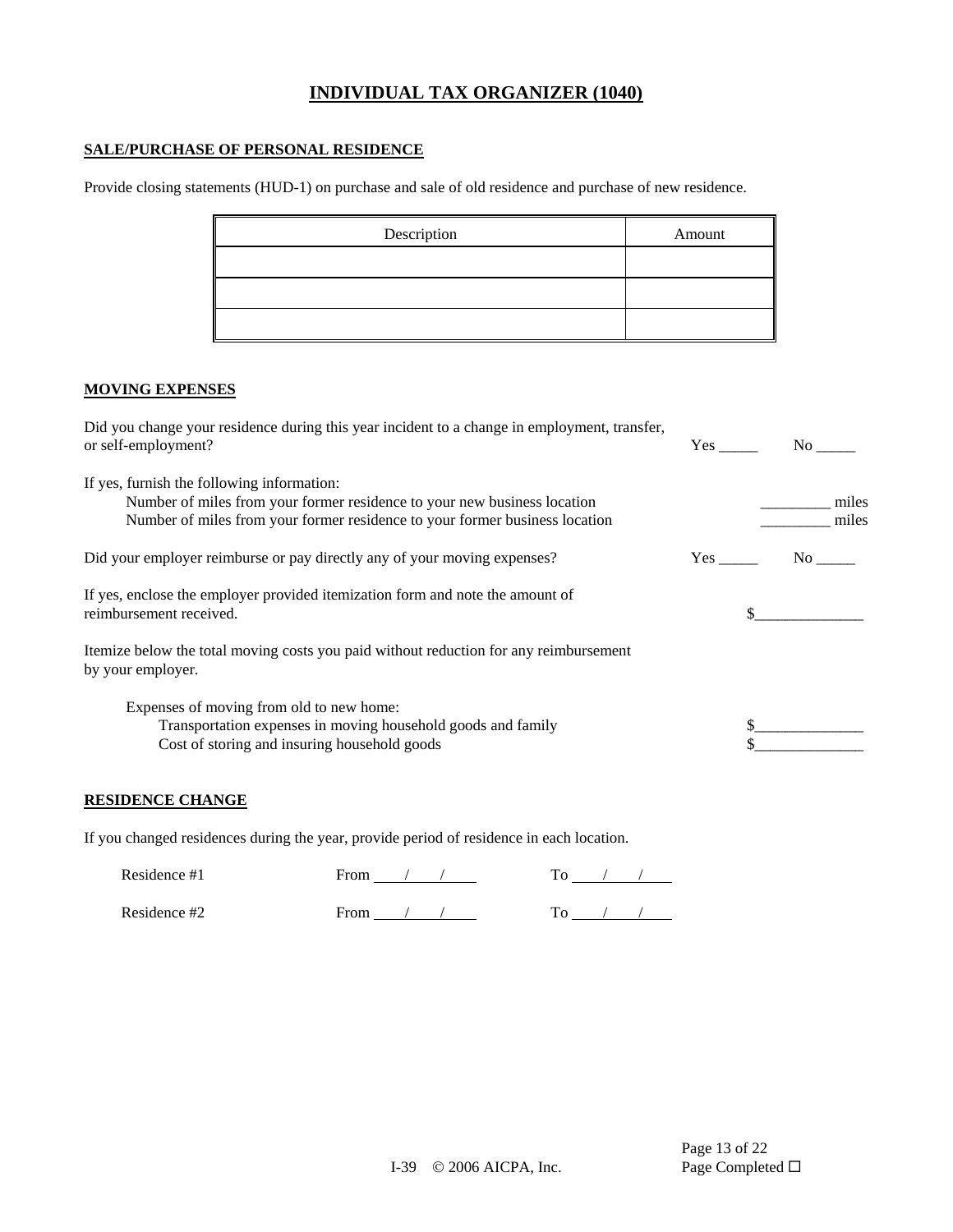# INDIVIDUAL TAX ORGANIZER (1040)

## SALE/PURCHASE OF PERSONAL RESIDENCE

Provide closing statements (HUD-1) on purchase and sale of old residence and purchase of new residence.

| Description | Amount |
|---|---|
| | |
| | |
| | |

## MOVING EXPENSES

Did you change your residence during this year incident to a change in employment, transfer, or self-employment? Yes _____ No _____

If yes, furnish the following information:

Number of miles from your former residence to your new business location _________ miles

Number of miles from your former residence to your former business location _________ miles

Did your employer reimburse or pay directly any of your moving expenses? Yes _____ No _____

If yes, enclose the employer provided itemization form and note the amount of reimbursement received. $______________

Itemize below the total moving costs you paid without reduction for any reimbursement by your employer.

Expenses of moving from old to new home:

Transportation expenses in moving household goods and family $______________

Cost of storing and insuring household goods $______________

## RESIDENCE CHANGE

If you changed residences during the year, provide period of residence in each location.

Residence #1 From ___/___/___ To ___/___/___

Residence #2 From ___/___/___ To ___/___/___

I-39 © 2006 AICPA, Inc.

Page Completed ☐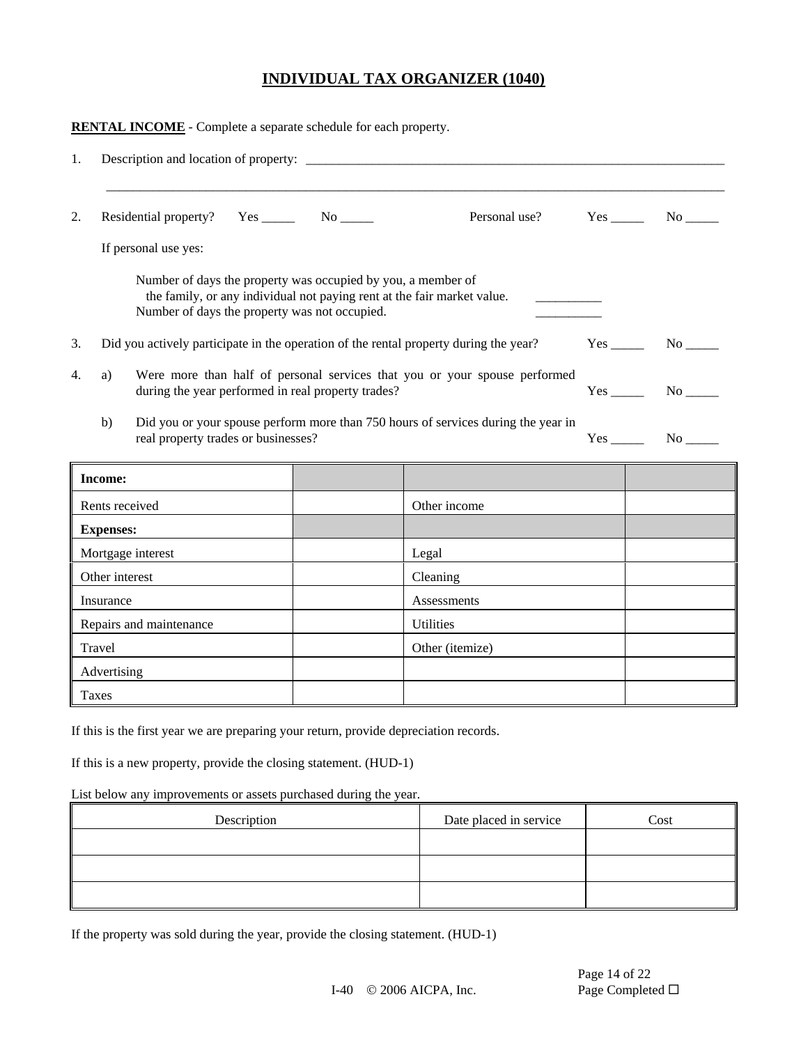# INDIVIDUAL TAX ORGANIZER (1040)

**RENTAL INCOME** - Complete a separate schedule for each property.

1. Description and location of property: ____________________________________________________________

   ________________________________________________________________________________________

2. Residential property? Yes _____ No _____ Personal use? Yes _____ No _____

   If personal use yes:

   Number of days the property was occupied by you, a member of the family, or any individual not paying rent at the fair market value. __________

   Number of days the property was not occupied. __________

3. Did you actively participate in the operation of the rental property during the year? Yes _____ No _____

4. a) Were more than half of personal services that you or your spouse performed during the year performed in real property trades? Yes _____ No _____

   b) Did you or your spouse perform more than 750 hours of services during the year in real property trades or businesses? Yes _____ No _____

| **Income:** | | | |
|---|---|---|---|
| Rents received | | Other income | |
| **Expenses:** | | | |
| Mortgage interest | | Legal | |
| Other interest | | Cleaning | |
| Insurance | | Assessments | |
| Repairs and maintenance | | Utilities | |
| Travel | | Other (itemize) | |
| Advertising | | | |
| Taxes | | | |

If this is the first year we are preparing your return, provide depreciation records.

If this is a new property, provide the closing statement. (HUD-1)

List below any improvements or assets purchased during the year.

| Description | Date placed in service | Cost |
|---|---|---|
| | | |
| | | |
| | | |

If the property was sold during the year, provide the closing statement. (HUD-1)

I-40 © 2006 AICPA, Inc.

Page Completed ☐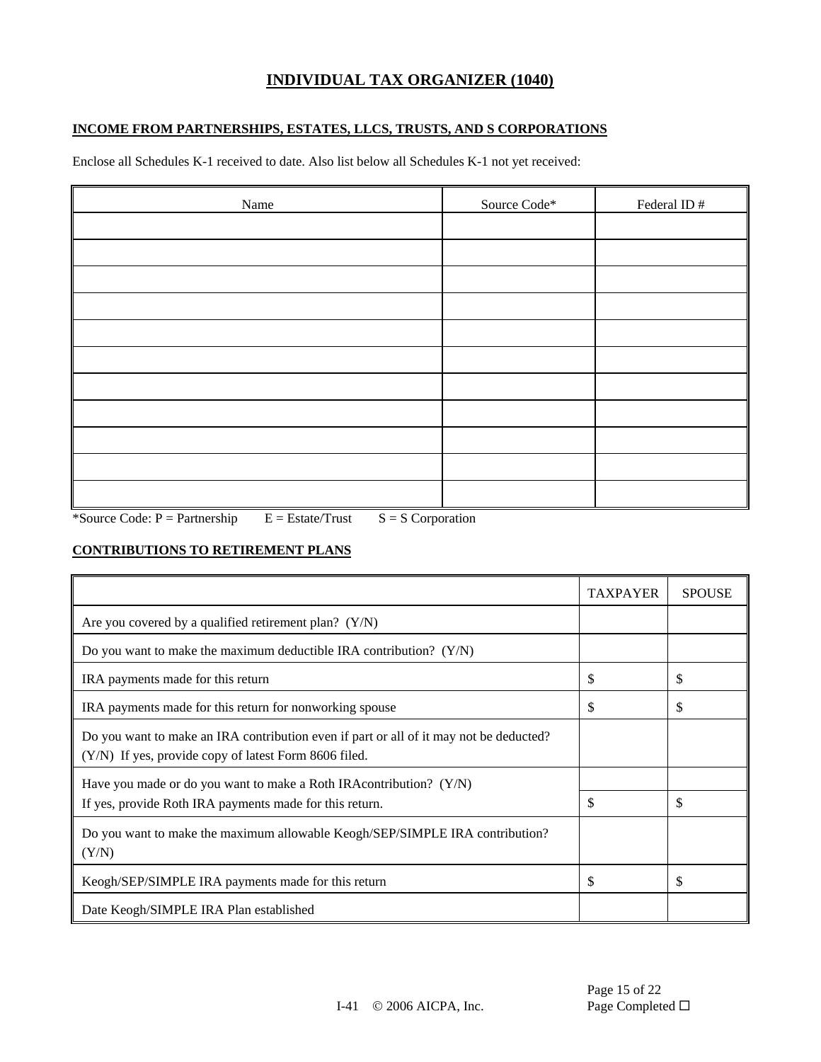# INDIVIDUAL TAX ORGANIZER (1040)

## INCOME FROM PARTNERSHIPS, ESTATES, LLCS, TRUSTS, AND S CORPORATIONS

Enclose all Schedules K-1 received to date. Also list below all Schedules K-1 not yet received:

| Name | Source Code* | Federal ID # |
|---|---|---|
| | | |
| | | |
| | | |
| | | |
| | | |
| | | |
| | | |
| | | |
| | | |
| | | |
| | | |

*Source Code: P = Partnership E = Estate/Trust S = S Corporation

## CONTRIBUTIONS TO RETIREMENT PLANS

| | TAXPAYER | SPOUSE |
|---|---|---|
| Are you covered by a qualified retirement plan? (Y/N) | | |
| Do you want to make the maximum deductible IRA contribution? (Y/N) | | |
| IRA payments made for this return | $ | $ |
| IRA payments made for this return for nonworking spouse | $ | $ |
| Do you want to make an IRA contribution even if part or all of it may not be deducted? (Y/N) If yes, provide copy of latest Form 8606 filed. | | |
| Have you made or do you want to make a Roth IRAcontribution? (Y/N) | | |
| If yes, provide Roth IRA payments made for this return. | $ | $ |
| Do you want to make the maximum allowable Keogh/SEP/SIMPLE IRA contribution? (Y/N) | | |
| Keogh/SEP/SIMPLE IRA payments made for this return | $ | $ |
| Date Keogh/SIMPLE IRA Plan established | | |

I-41 © 2006 AICPA, Inc.

Page Completed ☐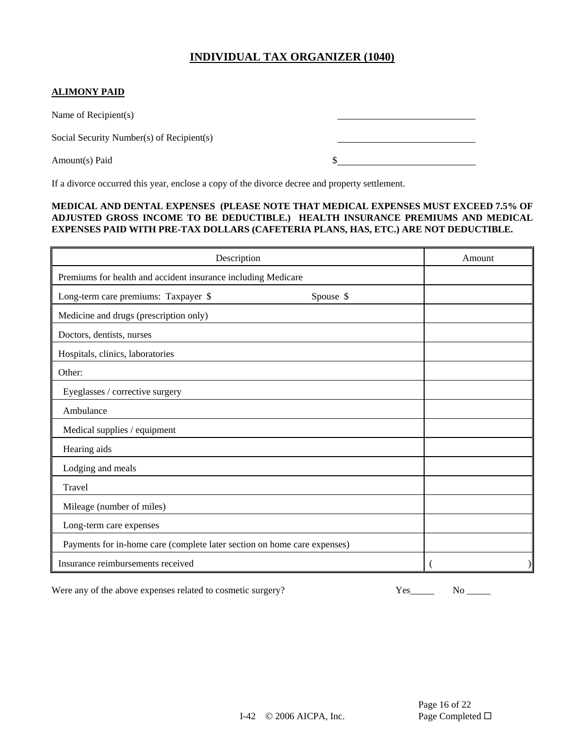# INDIVIDUAL TAX ORGANIZER (1040)

## ALIMONY PAID

Name of Recipient(s) \_\_\_\_\_\_\_\_\_\_\_\_\_\_\_\_\_\_\_\_\_\_\_\_\_\_\_\_

Social Security Number(s) of Recipient(s) \_\_\_\_\_\_\_\_\_\_\_\_\_\_\_\_\_\_\_\_\_\_\_\_\_\_\_\_

Amount(s) Paid $\_\_\_\_\_\_\_\_\_\_\_\_\_\_\_\_\_\_\_\_\_\_\_\_\_\_\_\_

If a divorce occurred this year, enclose a copy of the divorce decree and property settlement.

**MEDICAL AND DENTAL EXPENSES (PLEASE NOTE THAT MEDICAL EXPENSES MUST EXCEED 7.5% OF ADJUSTED GROSS INCOME TO BE DEDUCTIBLE.) HEALTH INSURANCE PREMIUMS AND MEDICAL EXPENSES PAID WITH PRE-TAX DOLLARS (CAFETERIA PLANS, HAS, ETC.) ARE NOT DEDUCTIBLE.**

| Description | Amount |
|---|---|
| Premiums for health and accident insurance including Medicare | |
| Long-term care premiums: Taxpayer $ Spouse $ | |
| Medicine and drugs (prescription only) | |
| Doctors, dentists, nurses | |
| Hospitals, clinics, laboratories | |
| Other: | |
| Eyeglasses / corrective surgery | |
| Ambulance | |
| Medical supplies / equipment | |
| Hearing aids | |
| Lodging and meals | |
| Travel | |
| Mileage (number of miles) | |
| Long-term care expenses | |
| Payments for in-home care (complete later section on home care expenses) | |
| Insurance reimbursements received | ( ) |

Were any of the above expenses related to cosmetic surgery? Yes\_\_\_\_\_ No \_\_\_\_\_

I-42 © 2006 AICPA, Inc.

Page Completed ☐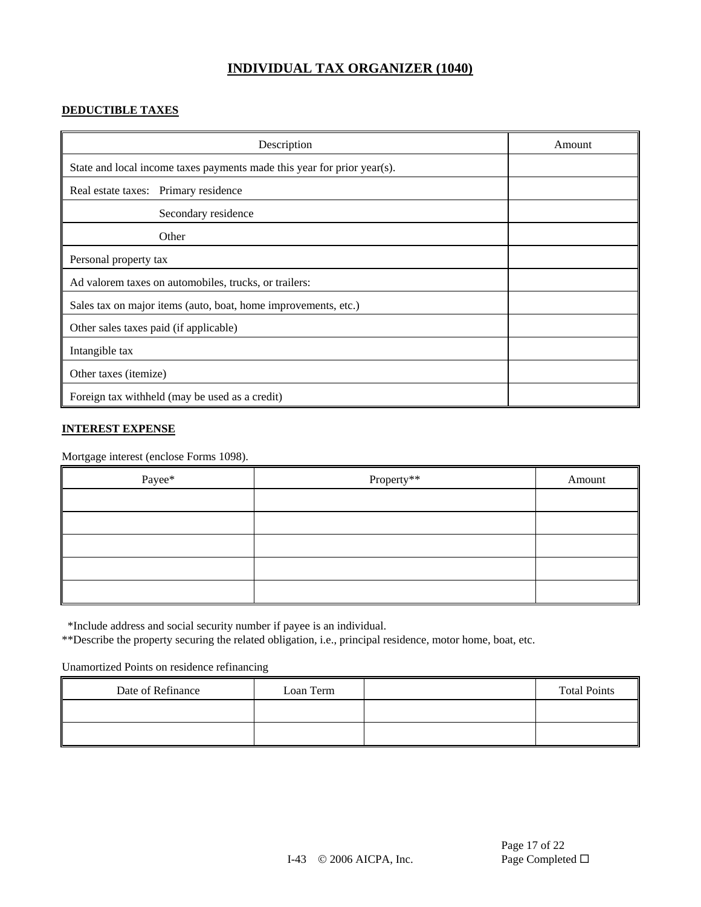# INDIVIDUAL TAX ORGANIZER (1040)

## DEDUCTIBLE TAXES

| Description | Amount |
|---|---|
| State and local income taxes payments made this year for prior year(s). | |
| Real estate taxes: Primary residence | |
| Secondary residence | |
| Other | |
| Personal property tax | |
| Ad valorem taxes on automobiles, trucks, or trailers: | |
| Sales tax on major items (auto, boat, home improvements, etc.) | |
| Other sales taxes paid (if applicable) | |
| Intangible tax | |
| Other taxes (itemize) | |
| Foreign tax withheld (may be used as a credit) | |

## INTEREST EXPENSE

Mortgage interest (enclose Forms 1098).

| Payee* | Property** | Amount |
|---|---|---|
| | | |
| | | |
| | | |
| | | |
| | | |

*Include address and social security number if payee is an individual.
**Describe the property securing the related obligation, i.e., principal residence, motor home, boat, etc.

Unamortized Points on residence refinancing

| Date of Refinance | Loan Term | | Total Points |
|---|---|---|---|
| | | | |
| | | | |

Page Completed ☐

I-43 © 2006 AICPA, Inc.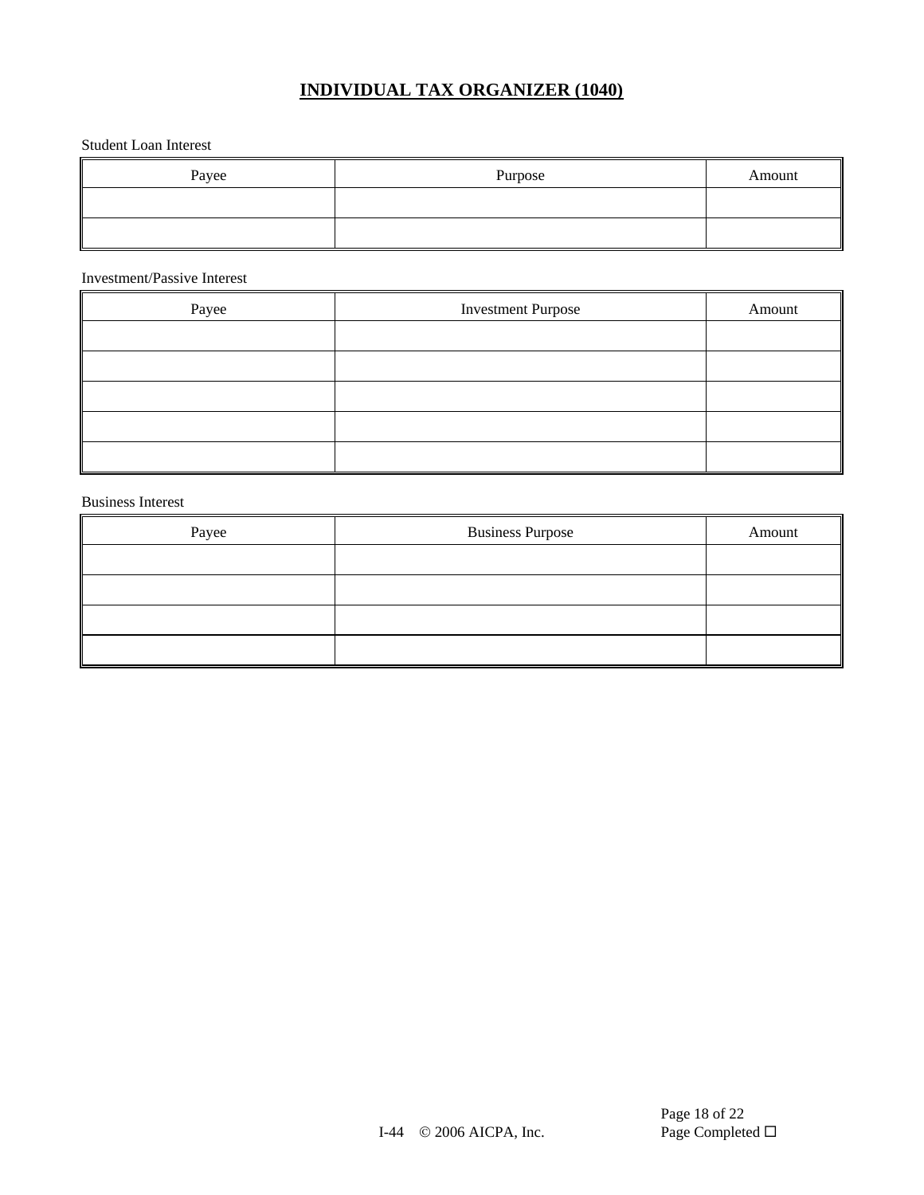## INDIVIDUAL TAX ORGANIZER (1040)

Student Loan Interest

| Payee | Purpose | Amount |
|---|---|---|
| | | |
| | | |

Investment/Passive Interest

| Payee | Investment Purpose | Amount |
|---|---|---|
| | | |
| | | |
| | | |
| | | |
| | | |

Business Interest

| Payee | Business Purpose | Amount |
|---|---|---|
| | | |
| | | |
| | | |
| | | |

Page Completed ☐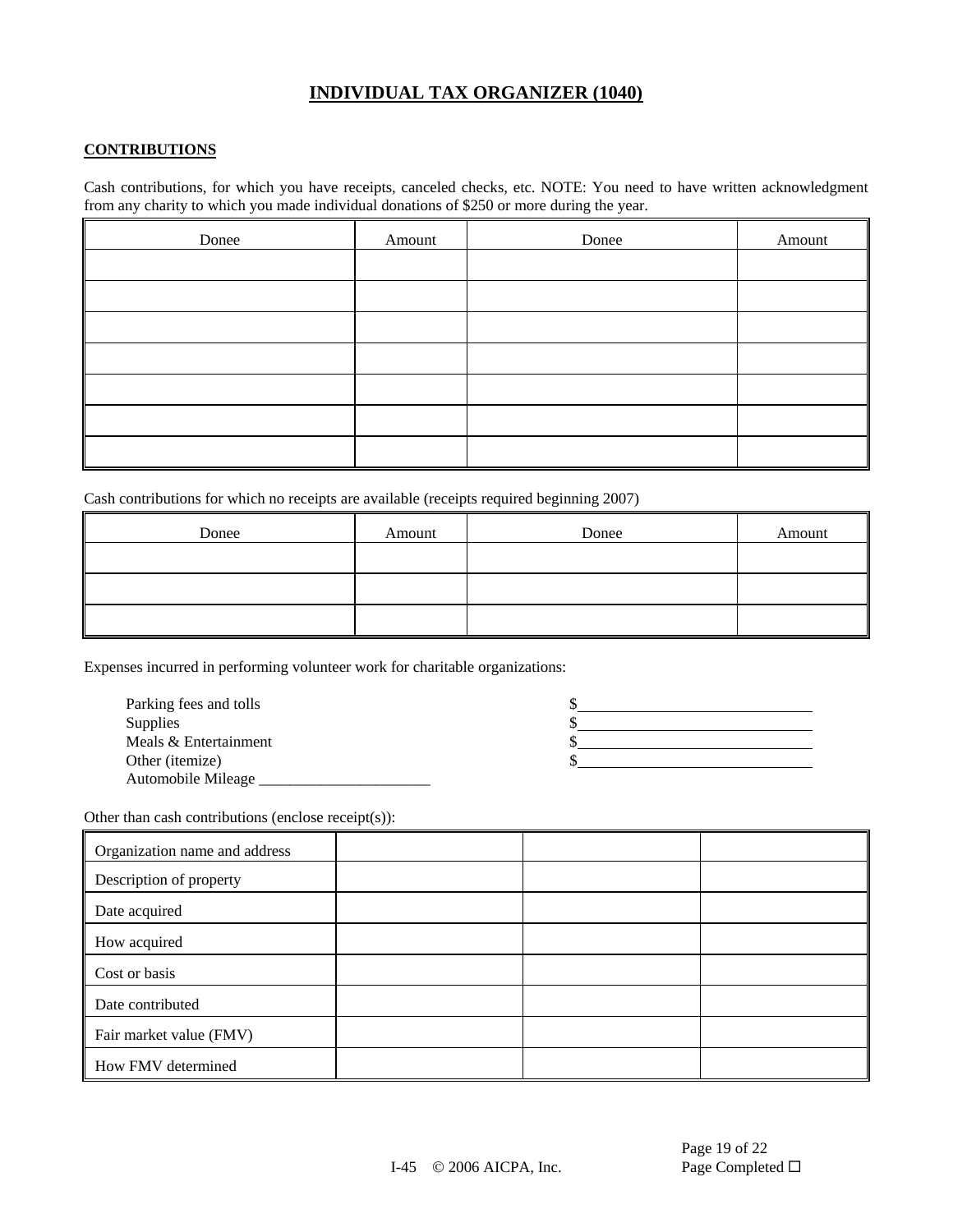# INDIVIDUAL TAX ORGANIZER (1040)

## CONTRIBUTIONS

Cash contributions, for which you have receipts, canceled checks, etc. NOTE: You need to have written acknowledgment from any charity to which you made individual donations of $250 or more during the year.

| Donee | Amount | Donee | Amount |
|---|---|---|---|
| | | | |
| | | | |
| | | | |
| | | | |
| | | | |
| | | | |
| | | | |

Cash contributions for which no receipts are available (receipts required beginning 2007)

| Donee | Amount | Donee | Amount |
|---|---|---|---|
| | | | |
| | | | |
| | | | |

Expenses incurred in performing volunteer work for charitable organizations:

- Parking fees and tolls $\_\_\_\_\_\_\_\_\_\_\_\_\_\_\_\_\_\_\_\_\_\_
- Supplies $\_\_\_\_\_\_\_\_\_\_\_\_\_\_\_\_\_\_\_\_\_\_
- Meals & Entertainment $\_\_\_\_\_\_\_\_\_\_\_\_\_\_\_\_\_\_\_\_\_\_
- Other (itemize) $\_\_\_\_\_\_\_\_\_\_\_\_\_\_\_\_\_\_\_\_\_\_
- Automobile Mileage \_\_\_\_\_\_\_\_\_\_\_\_\_\_\_\_\_\_\_\_\_\_

Other than cash contributions (enclose receipt(s)):

| | | | |
|---|---|---|---|
| Organization name and address | | | |
| Description of property | | | |
| Date acquired | | | |
| How acquired | | | |
| Cost or basis | | | |
| Date contributed | | | |
| Fair market value (FMV) | | | |
| How FMV determined | | | |

Page Completed ☐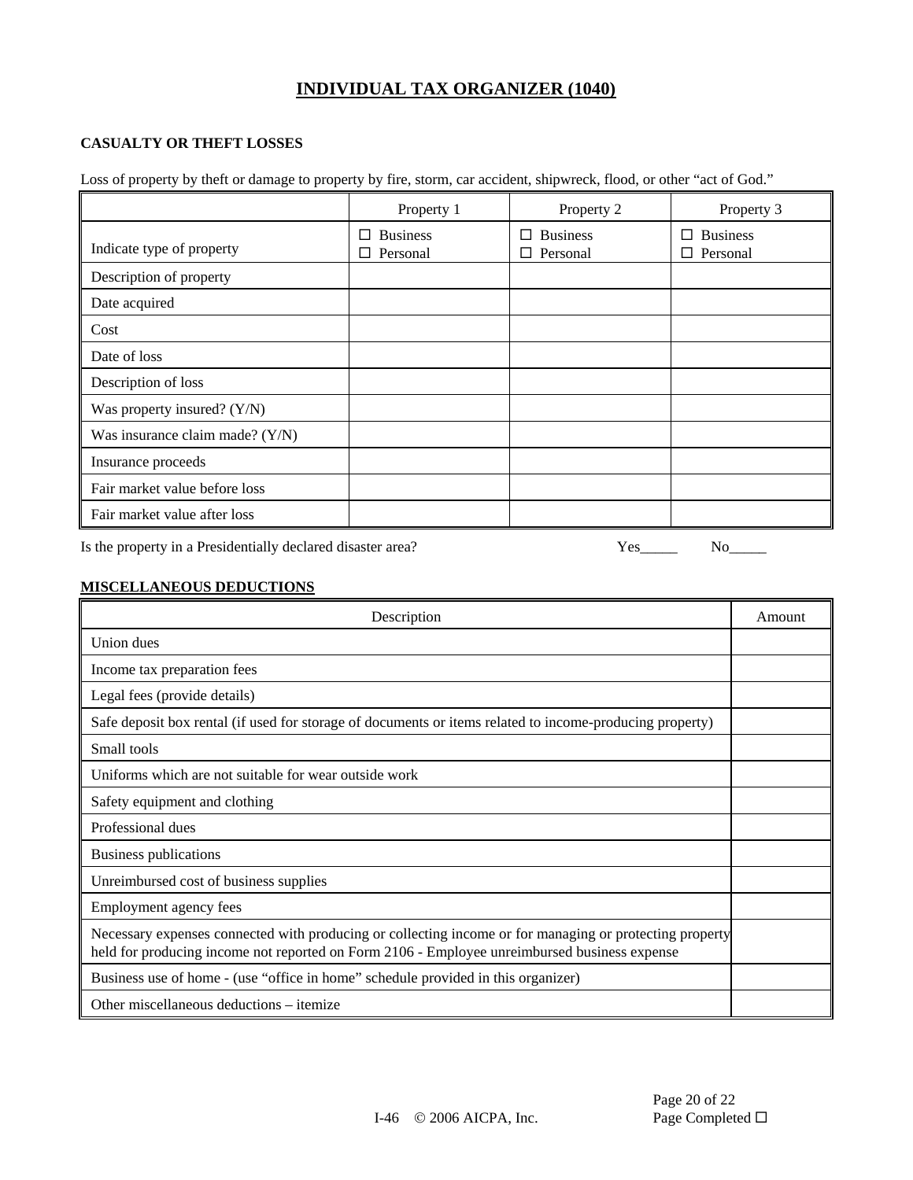# INDIVIDUAL TAX ORGANIZER (1040)

## CASUALTY OR THEFT LOSSES

Loss of property by theft or damage to property by fire, storm, car accident, shipwreck, flood, or other "act of God."

| | Property 1 | Property 2 | Property 3 |
|---|---|---|---|
| Indicate type of property | ☐ Business<br>☐ Personal | ☐ Business<br>☐ Personal | ☐ Business<br>☐ Personal |
| Description of property | | | |
| Date acquired | | | |
| Cost | | | |
| Date of loss | | | |
| Description of loss | | | |
| Was property insured? (Y/N) | | | |
| Was insurance claim made? (Y/N) | | | |
| Insurance proceeds | | | |
| Fair market value before loss | | | |
| Fair market value after loss | | | |

Is the property in a Presidentially declared disaster area? Yes_____ No_____

## MISCELLANEOUS DEDUCTIONS

| Description | Amount |
|---|---|
| Union dues | |
| Income tax preparation fees | |
| Legal fees (provide details) | |
| Safe deposit box rental (if used for storage of documents or items related to income-producing property) | |
| Small tools | |
| Uniforms which are not suitable for wear outside work | |
| Safety equipment and clothing | |
| Professional dues | |
| Business publications | |
| Unreimbursed cost of business supplies | |
| Employment agency fees | |
| Necessary expenses connected with producing or collecting income or for managing or protecting property held for producing income not reported on Form 2106 - Employee unreimbursed business expense | |
| Business use of home - (use "office in home" schedule provided in this organizer) | |
| Other miscellaneous deductions – itemize | |

I-46 © 2006 AICPA, Inc.

Page Completed ☐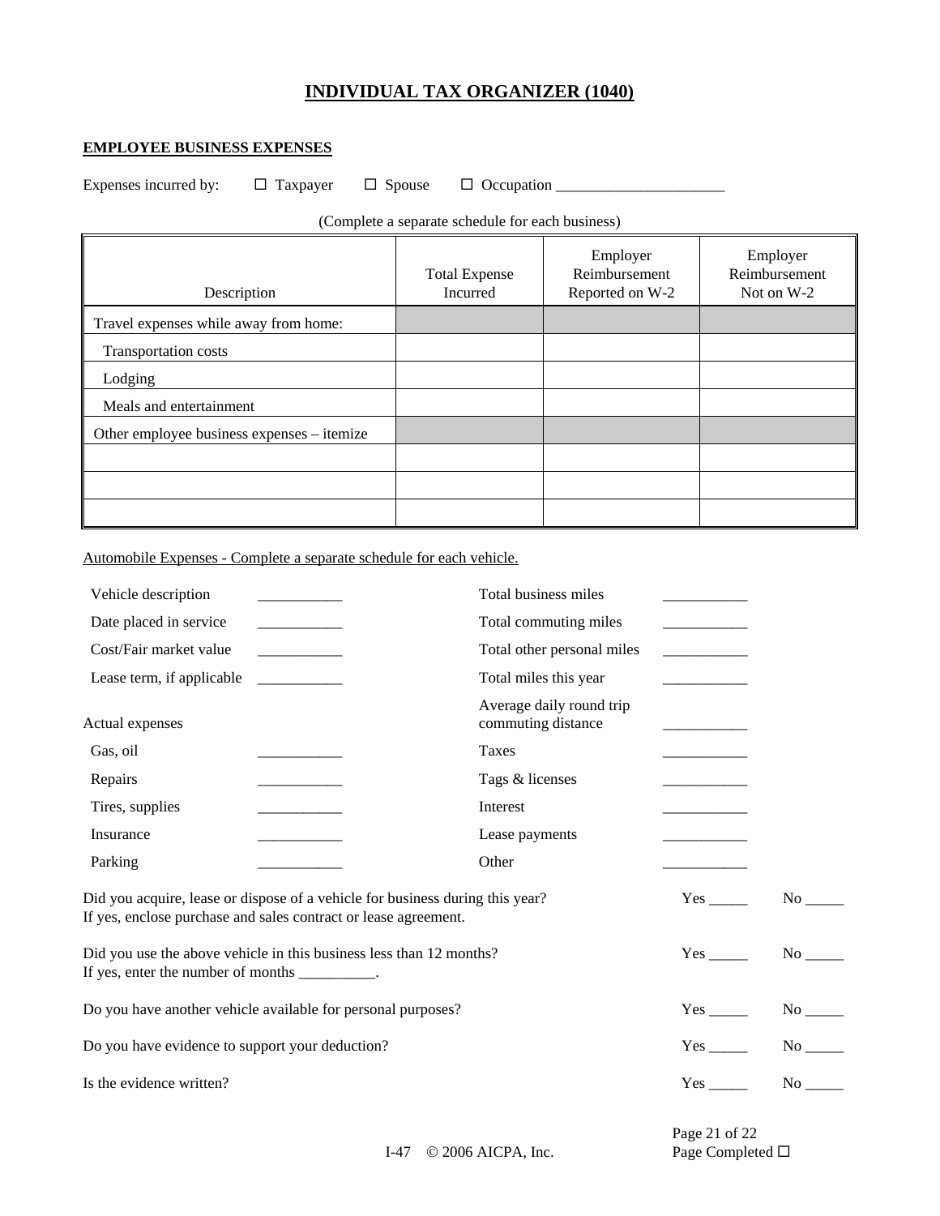# INDIVIDUAL TAX ORGANIZER (1040)

**EMPLOYEE BUSINESS EXPENSES**

Expenses incurred by: ☐ Taxpayer ☐ Spouse ☐ Occupation ______________________

(Complete a separate schedule for each business)

| Description | Total Expense Incurred | Employer Reimbursement Reported on W-2 | Employer Reimbursement Not on W-2 |
|---|---|---|---|
| Travel expenses while away from home: | | | |
| Transportation costs | | | |
| Lodging | | | |
| Meals and entertainment | | | |
| Other employee business expenses – itemize | | | |
| | | | |
| | | | |
| | | | |

Automobile Expenses - Complete a separate schedule for each vehicle.

| | | | |
|---|---|---|---|
| Vehicle description | ___________ | Total business miles | ___________ |
| Date placed in service | ___________ | Total commuting miles | ___________ |
| Cost/Fair market value | ___________ | Total other personal miles | ___________ |
| Lease term, if applicable | ___________ | Total miles this year | ___________ |
| Actual expenses | | Average daily round trip commuting distance | ___________ |
| Gas, oil | ___________ | Taxes | ___________ |
| Repairs | ___________ | Tags & licenses | ___________ |
| Tires, supplies | ___________ | Interest | ___________ |
| Insurance | ___________ | Lease payments | ___________ |
| Parking | ___________ | Other | ___________ |

Did you acquire, lease or dispose of a vehicle for business during this year? Yes _____ No _____
If yes, enclose purchase and sales contract or lease agreement.

Did you use the above vehicle in this business less than 12 months? Yes _____ No _____
If yes, enter the number of months __________.

Do you have another vehicle available for personal purposes? Yes _____ No _____

Do you have evidence to support your deduction? Yes _____ No _____

Is the evidence written? Yes _____ No _____

Page Completed ☐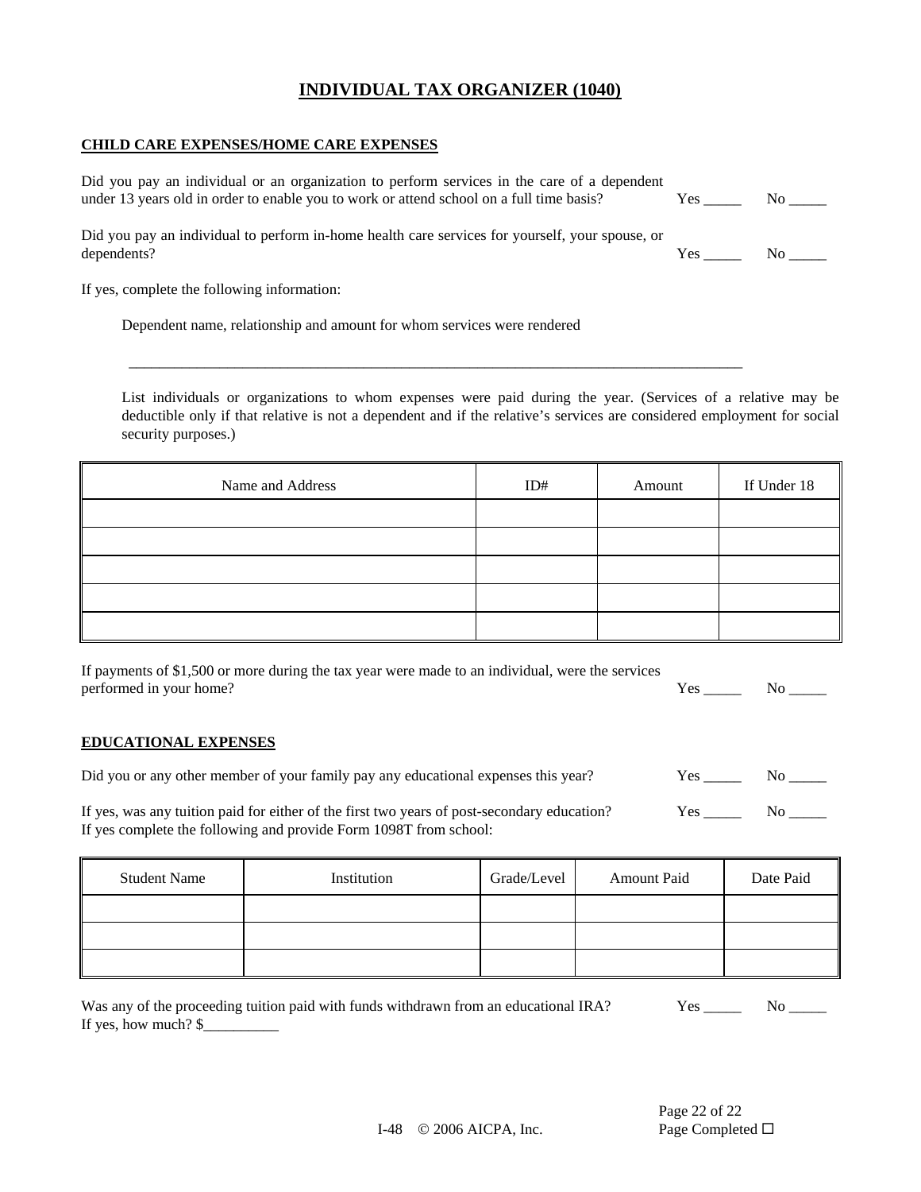# INDIVIDUAL TAX ORGANIZER (1040)

## CHILD CARE EXPENSES/HOME CARE EXPENSES

Did you pay an individual or an organization to perform services in the care of a dependent under 13 years old in order to enable you to work or attend school on a full time basis? Yes _____ No _____

Did you pay an individual to perform in-home health care services for yourself, your spouse, or dependents? Yes _____ No _____

If yes, complete the following information:

Dependent name, relationship and amount for whom services were rendered

_______________________________________________________________________________

List individuals or organizations to whom expenses were paid during the year. (Services of a relative may be deductible only if that relative is not a dependent and if the relative's services are considered employment for social security purposes.)

| Name and Address | ID# | Amount | If Under 18 |
|---|---|---|---|
| | | | |
| | | | |
| | | | |
| | | | |
| | | | |

If payments of $1,500 or more during the tax year were made to an individual, were the services performed in your home? Yes _____ No _____

## EDUCATIONAL EXPENSES

Did you or any other member of your family pay any educational expenses this year? Yes _____ No _____

If yes, was any tuition paid for either of the first two years of post-secondary education? Yes _____ No _____
If yes complete the following and provide Form 1098T from school:

| Student Name | Institution | Grade/Level | Amount Paid | Date Paid |
|---|---|---|---|---|
| | | | | |
| | | | | |
| | | | | |

Was any of the proceeding tuition paid with funds withdrawn from an educational IRA? Yes _____ No _____
If yes, how much? $__________

Page Completed ☐

I-48 © 2006 AICPA, Inc.